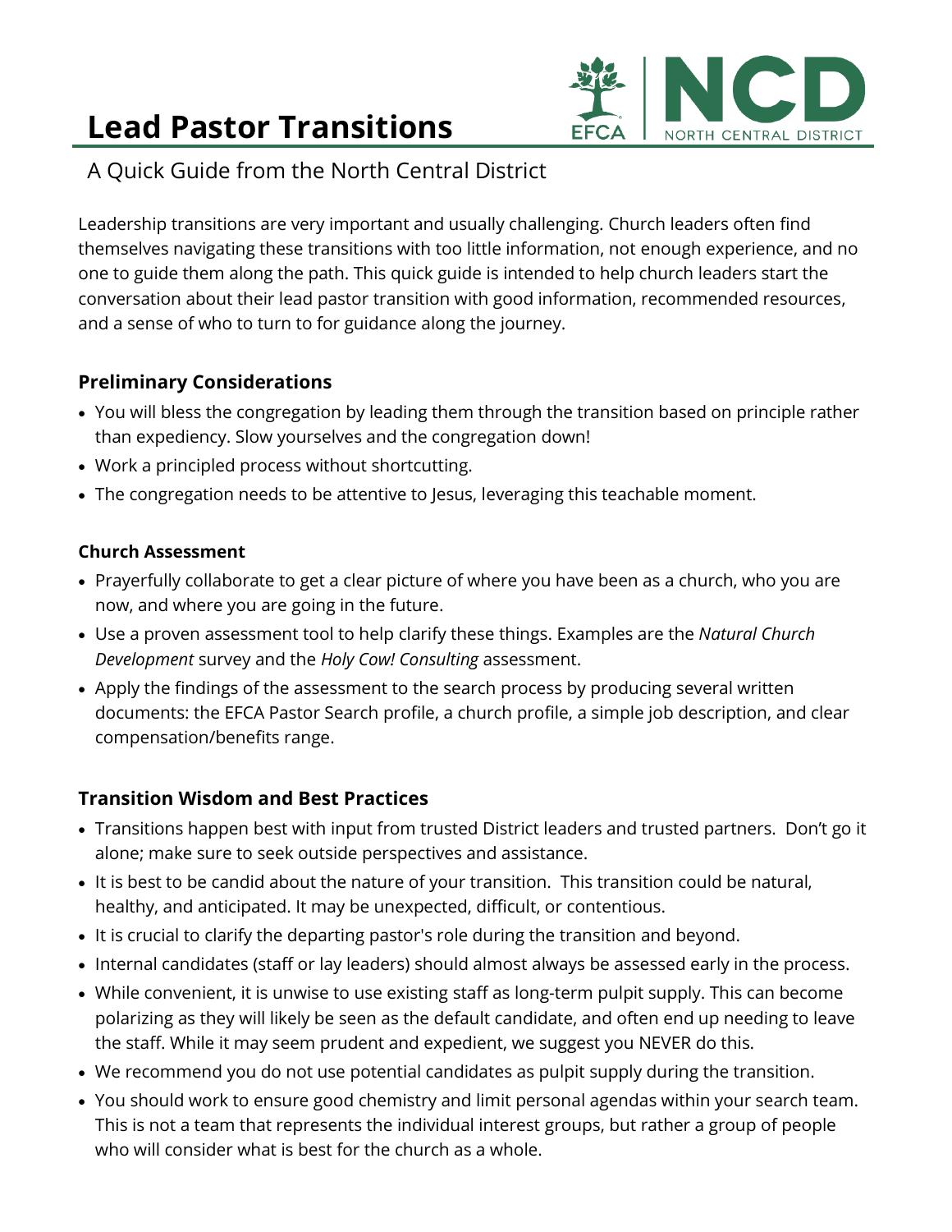# Lead Pastor Transitions

A Quick Guide from the North Central District

Leadership transitions are very important and usually challenging. Church leaders often find themselves navigating these transitions with too little information, not enough experience, and no one to guide them along the path. This quick guide is intended to help church leaders start the conversation about their lead pastor transition with good information, recommended resources, and a sense of who to turn to for guidance along the journey.

## Preliminary Considerations

- You will bless the congregation by leading them through the transition based on principle rather than expediency. Slow yourselves and the congregation down!
- Work a principled process without shortcutting.
- The congregation needs to be attentive to Jesus, leveraging this teachable moment.

### Church Assessment

- Prayerfully collaborate to get a clear picture of where you have been as a church, who you are now, and where you are going in the future.
- Use a proven assessment tool to help clarify these things. Examples are the *Natural Church Development* survey and the *Holy Cow! Consulting* assessment.
- Apply the findings of the assessment to the search process by producing several written documents: the EFCA Pastor Search profile, a church profile, a simple job description, and clear compensation/benefits range.

## Transition Wisdom and Best Practices

- Transitions happen best with input from trusted District leaders and trusted partners. Don't go it alone; make sure to seek outside perspectives and assistance.
- It is best to be candid about the nature of your transition. This transition could be natural, healthy, and anticipated. It may be unexpected, difficult, or contentious.
- It is crucial to clarify the departing pastor's role during the transition and beyond.
- Internal candidates (staff or lay leaders) should almost always be assessed early in the process.
- While convenient, it is unwise to use existing staff as long-term pulpit supply. This can become polarizing as they will likely be seen as the default candidate, and often end up needing to leave the staff. While it may seem prudent and expedient, we suggest you NEVER do this.
- We recommend you do not use potential candidates as pulpit supply during the transition.
- You should work to ensure good chemistry and limit personal agendas within your search team. This is not a team that represents the individual interest groups, but rather a group of people who will consider what is best for the church as a whole.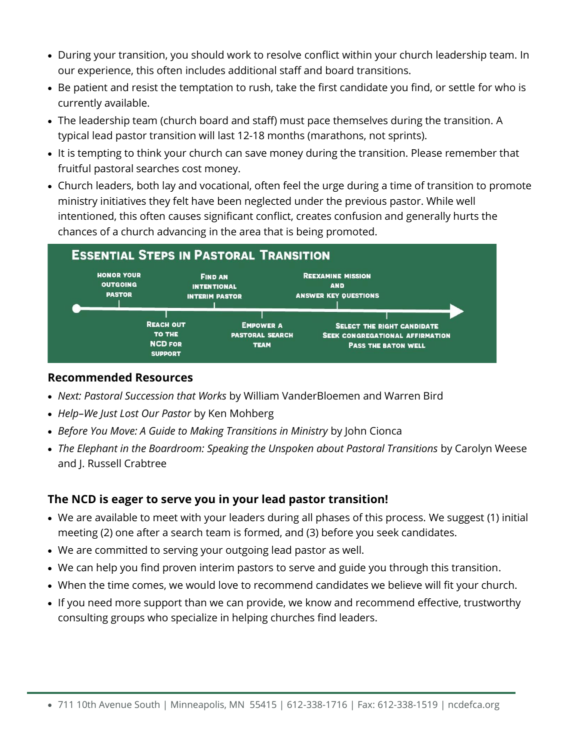- During your transition, you should work to resolve conflict within your church leadership team. In our experience, this often includes additional staff and board transitions.
- Be patient and resist the temptation to rush, take the first candidate you find, or settle for who is currently available.
- The leadership team (church board and staff) must pace themselves during the transition. A typical lead pastor transition will last 12-18 months (marathons, not sprints).
- It is tempting to think your church can save money during the transition. Please remember that fruitful pastoral searches cost money.
- Church leaders, both lay and vocational, often feel the urge during a time of transition to promote ministry initiatives they felt have been neglected under the previous pastor. While well intentioned, this often causes significant conflict, creates confusion and generally hurts the chances of a church advancing in the area that is being promoted.

**Essential Steps in Pastoral Transition**

Honor your outgoing pastor

Reach out to the NCD for support

Find an intentional interim pastor

Empower a pastoral search team

Reexamine mission and answer key questions

Select the right candidate
Seek congregational affirmation
Pass the baton well

### Recommended Resources

- *Next: Pastoral Succession that Works* by William VanderBloemen and Warren Bird
- *Help–We Just Lost Our Pastor* by Ken Mohberg
- *Before You Move: A Guide to Making Transitions in Ministry* by John Cionca
- *The Elephant in the Boardroom: Speaking the Unspoken about Pastoral Transitions* by Carolyn Weese and J. Russell Crabtree

### The NCD is eager to serve you in your lead pastor transition!

- We are available to meet with your leaders during all phases of this process. We suggest (1) initial meeting (2) one after a search team is formed, and (3) before you seek candidates.
- We are committed to serving your outgoing lead pastor as well.
- We can help you find proven interim pastors to serve and guide you through this transition.
- When the time comes, we would love to recommend candidates we believe will fit your church.
- If you need more support than we can provide, we know and recommend effective, trustworthy consulting groups who specialize in helping churches find leaders.

711 10th Avenue South | Minneapolis, MN 55415 | 612-338-1716 | Fax: 612-338-1519 | ncdefca.org